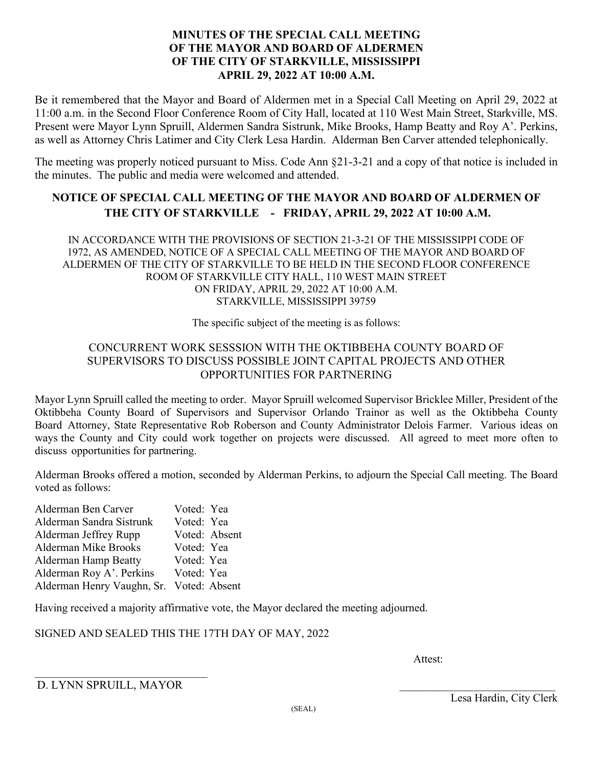**MINUTES OF THE SPECIAL CALL MEETING OF THE MAYOR AND BOARD OF ALDERMEN OF THE CITY OF STARKVILLE, MISSISSIPPI APRIL 29, 2022 AT 10:00 A.M.**

Be it remembered that the Mayor and Board of Aldermen met in a Special Call Meeting on April 29, 2022 at 11:00 a.m. in the Second Floor Conference Room of City Hall, located at 110 West Main Street, Starkville, MS. Present were Mayor Lynn Spruill, Aldermen Sandra Sistrunk, Mike Brooks, Hamp Beatty and Roy A'. Perkins, as well as Attorney Chris Latimer and City Clerk Lesa Hardin. Alderman Ben Carver attended telephonically.

The meeting was properly noticed pursuant to Miss. Code Ann §21-3-21 and a copy of that notice is included in the minutes. The public and media were welcomed and attended.

**NOTICE OF SPECIAL CALL MEETING OF THE MAYOR AND BOARD OF ALDERMEN OF THE CITY OF STARKVILLE - FRIDAY, APRIL 29, 2022 AT 10:00 A.M.**

IN ACCORDANCE WITH THE PROVISIONS OF SECTION 21-3-21 OF THE MISSISSIPPI CODE OF 1972, AS AMENDED, NOTICE OF A SPECIAL CALL MEETING OF THE MAYOR AND BOARD OF ALDERMEN OF THE CITY OF STARKVILLE TO BE HELD IN THE SECOND FLOOR CONFERENCE ROOM OF STARKVILLE CITY HALL, 110 WEST MAIN STREET ON FRIDAY, APRIL 29, 2022 AT 10:00 A.M. STARKVILLE, MISSISSIPPI 39759

The specific subject of the meeting is as follows:

CONCURRENT WORK SESSSION WITH THE OKTIBBEHA COUNTY BOARD OF SUPERVISORS TO DISCUSS POSSIBLE JOINT CAPITAL PROJECTS AND OTHER OPPORTUNITIES FOR PARTNERING

Mayor Lynn Spruill called the meeting to order. Mayor Spruill welcomed Supervisor Bricklee Miller, President of the Oktibbeha County Board of Supervisors and Supervisor Orlando Trainor as well as the Oktibbeha County Board Attorney, State Representative Rob Roberson and County Administrator Delois Farmer. Various ideas on ways the County and City could work together on projects were discussed. All agreed to meet more often to discuss opportunities for partnering.

Alderman Brooks offered a motion, seconded by Alderman Perkins, to adjourn the Special Call meeting. The Board voted as follows:

Alderman Ben Carver Voted: Yea
Alderman Sandra Sistrunk Voted: Yea
Alderman Jeffrey Rupp Voted: Absent
Alderman Mike Brooks Voted: Yea
Alderman Hamp Beatty Voted: Yea
Alderman Roy A'. Perkins Voted: Yea
Alderman Henry Vaughn, Sr. Voted: Absent

Having received a majority affirmative vote, the Mayor declared the meeting adjourned.

SIGNED AND SEALED THIS THE 17TH DAY OF MAY, 2022

Attest:

\_\_\_\_\_\_\_\_\_\_\_\_\_\_\_\_\_\_\_\_\_\_\_\_\_\_\_\_\_\_
D. LYNN SPRUILL, MAYOR

\_\_\_\_\_\_\_\_\_\_\_\_\_\_\_\_\_\_\_\_\_\_\_\_\_\_\_\_\_\_
Lesa Hardin, City Clerk

(SEAL)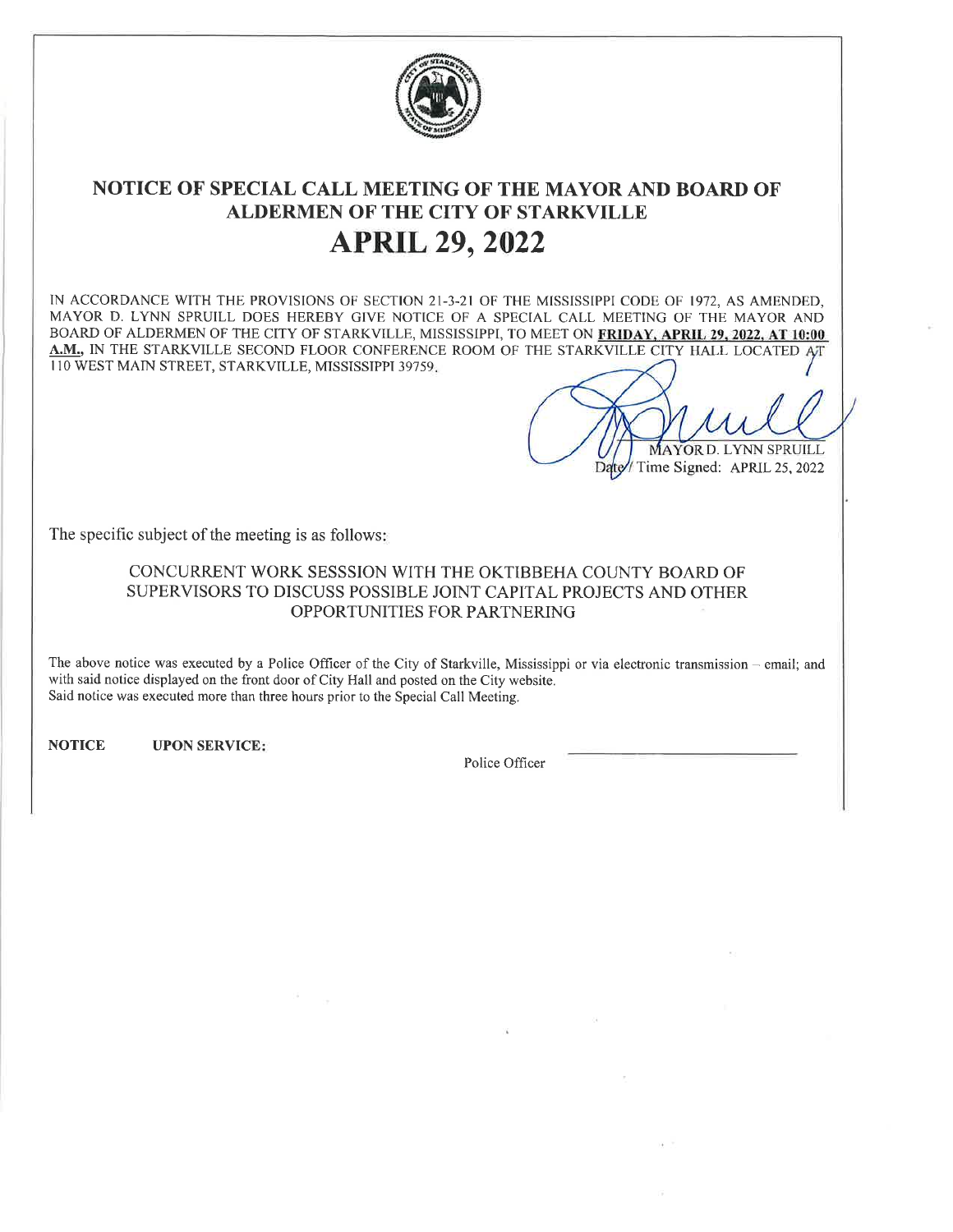# NOTICE OF SPECIAL CALL MEETING OF THE MAYOR AND BOARD OF ALDERMEN OF THE CITY OF STARKVILLE

# APRIL 29, 2022

IN ACCORDANCE WITH THE PROVISIONS OF SECTION 21-3-21 OF THE MISSISSIPPI CODE OF 1972, AS AMENDED, MAYOR D. LYNN SPRUILL DOES HEREBY GIVE NOTICE OF A SPECIAL CALL MEETING OF THE MAYOR AND BOARD OF ALDERMEN OF THE CITY OF STARKVILLE, MISSISSIPPI, TO MEET ON **FRIDAY, APRIL 29, 2022, AT 10:00 A.M.,** IN THE STARKVILLE SECOND FLOOR CONFERENCE ROOM OF THE STARKVILLE CITY HALL LOCATED AT 110 WEST MAIN STREET, STARKVILLE, MISSISSIPPI 39759.

MAYOR D. LYNN SPRUILL
Date / Time Signed: APRIL 25, 2022

The specific subject of the meeting is as follows:

CONCURRENT WORK SESSSION WITH THE OKTIBBEHA COUNTY BOARD OF SUPERVISORS TO DISCUSS POSSIBLE JOINT CAPITAL PROJECTS AND OTHER OPPORTUNITIES FOR PARTNERING

The above notice was executed by a Police Officer of the City of Starkville, Mississippi or via electronic transmission – email; and with said notice displayed on the front door of City Hall and posted on the City website.
Said notice was executed more than three hours prior to the Special Call Meeting.

**NOTICE UPON SERVICE:**

Police Officer ______________________